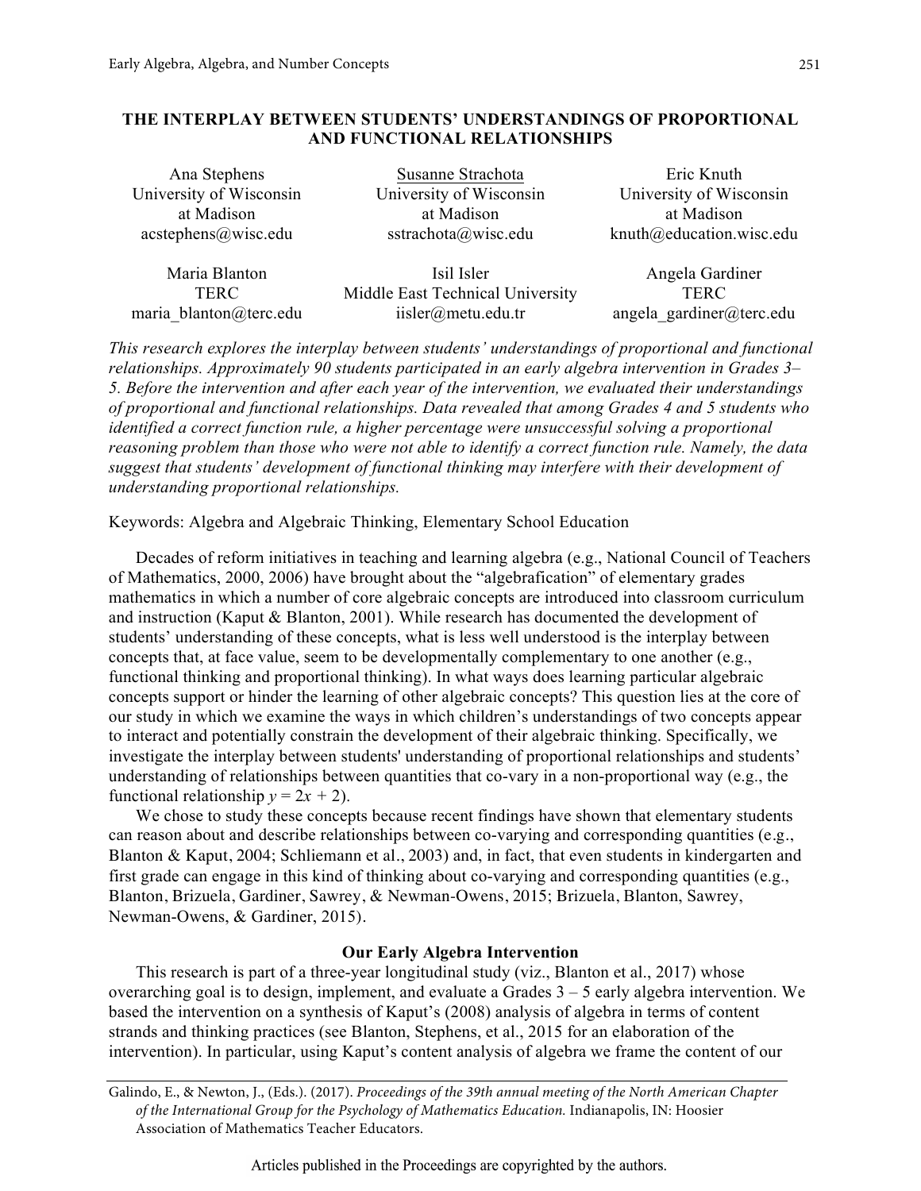# THE INTERPLAY BETWEEN STUDENTS' UNDERSTANDINGS OF PROPORTIONAL AND FUNCTIONAL RELATIONSHIPS

| Ana Stephens | Susanne Strachota | Eric Knuth |
|---|---|---|
| University of Wisconsin at Madison | University of Wisconsin at Madison | University of Wisconsin at Madison |
| acstephens@wisc.edu | sstrachota@wisc.edu | knuth@education.wisc.edu |

| Maria Blanton | Isil Isler | Angela Gardiner |
|---|---|---|
| TERC | Middle East Technical University | TERC |
| maria_blanton@terc.edu | iisler@metu.edu.tr | angela_gardiner@terc.edu |

*This research explores the interplay between students' understandings of proportional and functional relationships. Approximately 90 students participated in an early algebra intervention in Grades 3–5. Before the intervention and after each year of the intervention, we evaluated their understandings of proportional and functional relationships. Data revealed that among Grades 4 and 5 students who identified a correct function rule, a higher percentage were unsuccessful solving a proportional reasoning problem than those who were not able to identify a correct function rule. Namely, the data suggest that students' development of functional thinking may interfere with their development of understanding proportional relationships.*

Keywords: Algebra and Algebraic Thinking, Elementary School Education

Decades of reform initiatives in teaching and learning algebra (e.g., National Council of Teachers of Mathematics, 2000, 2006) have brought about the "algebrafication" of elementary grades mathematics in which a number of core algebraic concepts are introduced into classroom curriculum and instruction (Kaput & Blanton, 2001). While research has documented the development of students' understanding of these concepts, what is less well understood is the interplay between concepts that, at face value, seem to be developmentally complementary to one another (e.g., functional thinking and proportional thinking). In what ways does learning particular algebraic concepts support or hinder the learning of other algebraic concepts? This question lies at the core of our study in which we examine the ways in which children's understandings of two concepts appear to interact and potentially constrain the development of their algebraic thinking. Specifically, we investigate the interplay between students' understanding of proportional relationships and students' understanding of relationships between quantities that co-vary in a non-proportional way (e.g., the functional relationship $y = 2x + 2$).

We chose to study these concepts because recent findings have shown that elementary students can reason about and describe relationships between co-varying and corresponding quantities (e.g., Blanton & Kaput, 2004; Schliemann et al., 2003) and, in fact, that even students in kindergarten and first grade can engage in this kind of thinking about co-varying and corresponding quantities (e.g., Blanton, Brizuela, Gardiner, Sawrey, & Newman-Owens, 2015; Brizuela, Blanton, Sawrey, Newman-Owens, & Gardiner, 2015).

## Our Early Algebra Intervention

This research is part of a three-year longitudinal study (viz., Blanton et al., 2017) whose overarching goal is to design, implement, and evaluate a Grades 3 – 5 early algebra intervention. We based the intervention on a synthesis of Kaput's (2008) analysis of algebra in terms of content strands and thinking practices (see Blanton, Stephens, et al., 2015 for an elaboration of the intervention). In particular, using Kaput's content analysis of algebra we frame the content of our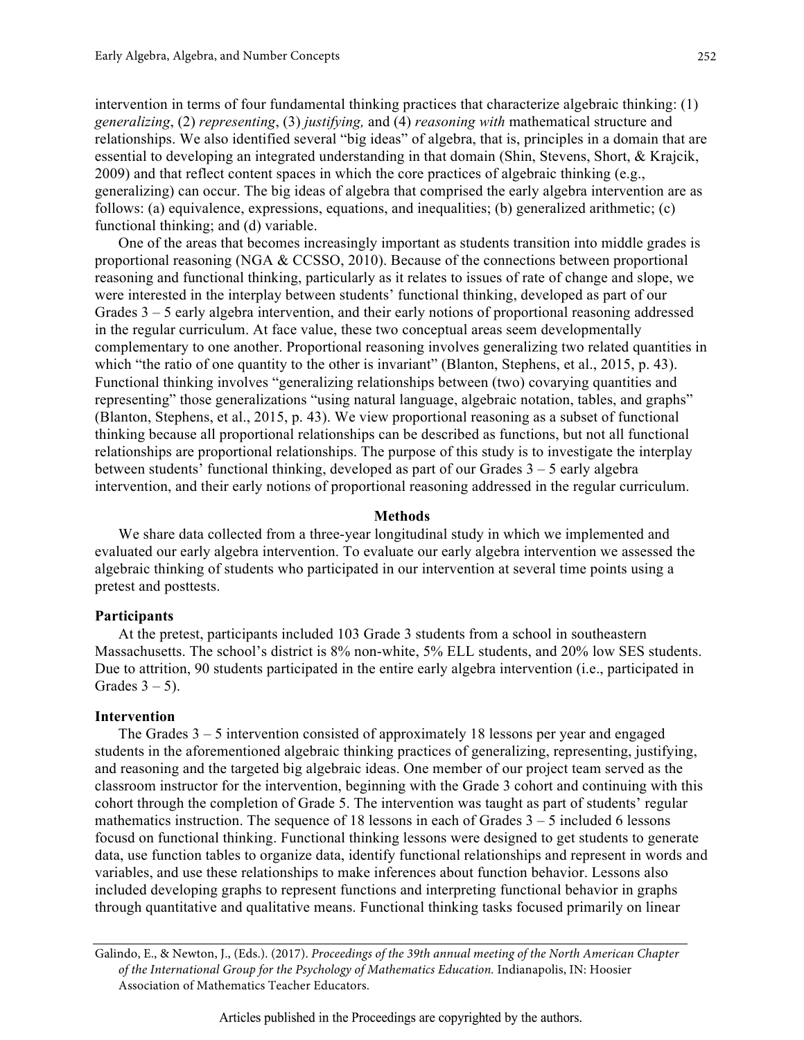intervention in terms of four fundamental thinking practices that characterize algebraic thinking: (1) *generalizing*, (2) *representing*, (3) *justifying,* and (4) *reasoning with* mathematical structure and relationships. We also identified several "big ideas" of algebra, that is, principles in a domain that are essential to developing an integrated understanding in that domain (Shin, Stevens, Short, & Krajcik, 2009) and that reflect content spaces in which the core practices of algebraic thinking (e.g., generalizing) can occur. The big ideas of algebra that comprised the early algebra intervention are as follows: (a) equivalence, expressions, equations, and inequalities; (b) generalized arithmetic; (c) functional thinking; and (d) variable.

One of the areas that becomes increasingly important as students transition into middle grades is proportional reasoning (NGA & CCSSO, 2010). Because of the connections between proportional reasoning and functional thinking, particularly as it relates to issues of rate of change and slope, we were interested in the interplay between students' functional thinking, developed as part of our Grades 3 – 5 early algebra intervention, and their early notions of proportional reasoning addressed in the regular curriculum. At face value, these two conceptual areas seem developmentally complementary to one another. Proportional reasoning involves generalizing two related quantities in which "the ratio of one quantity to the other is invariant" (Blanton, Stephens, et al., 2015, p. 43). Functional thinking involves "generalizing relationships between (two) covarying quantities and representing" those generalizations "using natural language, algebraic notation, tables, and graphs" (Blanton, Stephens, et al., 2015, p. 43). We view proportional reasoning as a subset of functional thinking because all proportional relationships can be described as functions, but not all functional relationships are proportional relationships. The purpose of this study is to investigate the interplay between students' functional thinking, developed as part of our Grades 3 – 5 early algebra intervention, and their early notions of proportional reasoning addressed in the regular curriculum.

## Methods

We share data collected from a three-year longitudinal study in which we implemented and evaluated our early algebra intervention. To evaluate our early algebra intervention we assessed the algebraic thinking of students who participated in our intervention at several time points using a pretest and posttests.

### Participants

At the pretest, participants included 103 Grade 3 students from a school in southeastern Massachusetts. The school's district is 8% non-white, 5% ELL students, and 20% low SES students. Due to attrition, 90 students participated in the entire early algebra intervention (i.e., participated in Grades 3 – 5).

### Intervention

The Grades 3 – 5 intervention consisted of approximately 18 lessons per year and engaged students in the aforementioned algebraic thinking practices of generalizing, representing, justifying, and reasoning and the targeted big algebraic ideas. One member of our project team served as the classroom instructor for the intervention, beginning with the Grade 3 cohort and continuing with this cohort through the completion of Grade 5. The intervention was taught as part of students' regular mathematics instruction. The sequence of 18 lessons in each of Grades 3 – 5 included 6 lessons focusd on functional thinking. Functional thinking lessons were designed to get students to generate data, use function tables to organize data, identify functional relationships and represent in words and variables, and use these relationships to make inferences about function behavior. Lessons also included developing graphs to represent functions and interpreting functional behavior in graphs through quantitative and qualitative means. Functional thinking tasks focused primarily on linear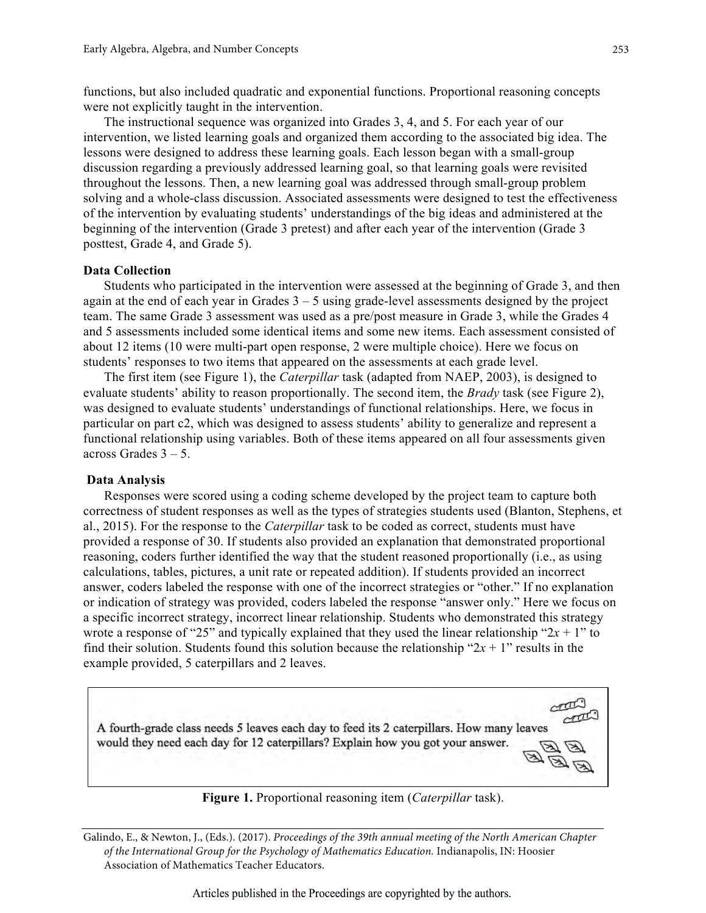functions, but also included quadratic and exponential functions. Proportional reasoning concepts were not explicitly taught in the intervention.

The instructional sequence was organized into Grades 3, 4, and 5. For each year of our intervention, we listed learning goals and organized them according to the associated big idea. The lessons were designed to address these learning goals. Each lesson began with a small-group discussion regarding a previously addressed learning goal, so that learning goals were revisited throughout the lessons. Then, a new learning goal was addressed through small-group problem solving and a whole-class discussion. Associated assessments were designed to test the effectiveness of the intervention by evaluating students' understandings of the big ideas and administered at the beginning of the intervention (Grade 3 pretest) and after each year of the intervention (Grade 3 posttest, Grade 4, and Grade 5).

**Data Collection**

Students who participated in the intervention were assessed at the beginning of Grade 3, and then again at the end of each year in Grades 3 – 5 using grade-level assessments designed by the project team. The same Grade 3 assessment was used as a pre/post measure in Grade 3, while the Grades 4 and 5 assessments included some identical items and some new items. Each assessment consisted of about 12 items (10 were multi-part open response, 2 were multiple choice). Here we focus on students' responses to two items that appeared on the assessments at each grade level.

The first item (see Figure 1), the *Caterpillar* task (adapted from NAEP, 2003), is designed to evaluate students' ability to reason proportionally. The second item, the *Brady* task (see Figure 2), was designed to evaluate students' understandings of functional relationships. Here, we focus in particular on part c2, which was designed to assess students' ability to generalize and represent a functional relationship using variables. Both of these items appeared on all four assessments given across Grades 3 – 5.

**Data Analysis**

Responses were scored using a coding scheme developed by the project team to capture both correctness of student responses as well as the types of strategies students used (Blanton, Stephens, et al., 2015). For the response to the *Caterpillar* task to be coded as correct, students must have provided a response of 30. If students also provided an explanation that demonstrated proportional reasoning, coders further identified the way that the student reasoned proportionally (i.e., as using calculations, tables, pictures, a unit rate or repeated addition). If students provided an incorrect answer, coders labeled the response with one of the incorrect strategies or "other." If no explanation or indication of strategy was provided, coders labeled the response "answer only." Here we focus on a specific incorrect strategy, incorrect linear relationship. Students who demonstrated this strategy wrote a response of "25" and typically explained that they used the linear relationship "$2x + 1$" to find their solution. Students found this solution because the relationship "$2x + 1$" results in the example provided, 5 caterpillars and 2 leaves.

A fourth-grade class needs 5 leaves each day to feed its 2 caterpillars. How many leaves would they need each day for 12 caterpillars? Explain how you got your answer.

**Figure 1.** Proportional reasoning item (*Caterpillar* task).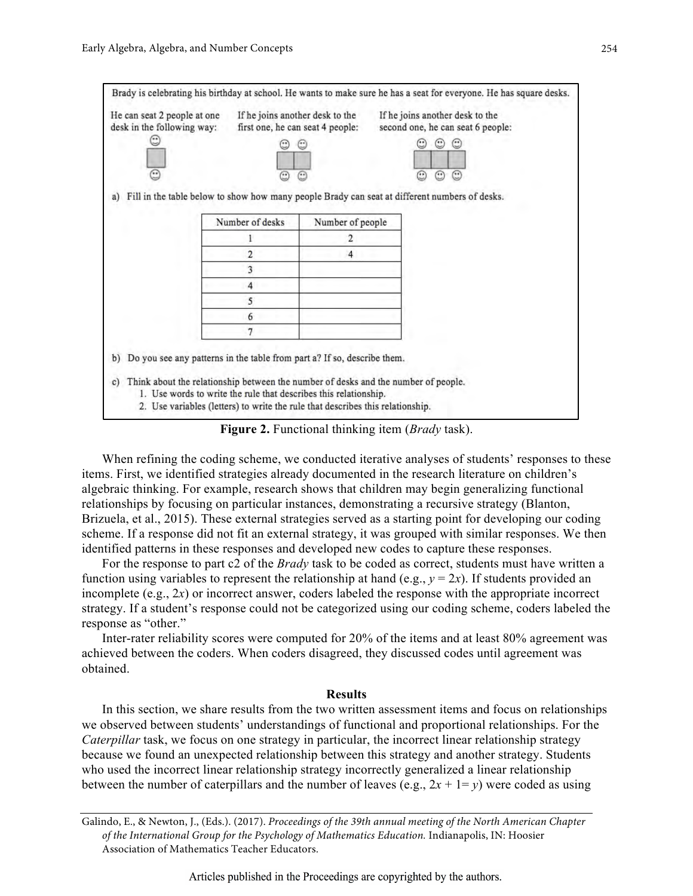Brady is celebrating his birthday at school. He wants to make sure he has a seat for everyone. He has square desks.

He can seat 2 people at one desk in the following way:

If he joins another desk to the first one, he can seat 4 people:

If he joins another desk to the second one, he can seat 6 people:

a) Fill in the table below to show how many people Brady can seat at different numbers of desks.

| Number of desks | Number of people |
| --- | --- |
| 1 | 2 |
| 2 | 4 |
| 3 | |
| 4 | |
| 5 | |
| 6 | |
| 7 | |

b) Do you see any patterns in the table from part a? If so, describe them.

c) Think about the relationship between the number of desks and the number of people.

1. Use words to write the rule that describes this relationship.
2. Use variables (letters) to write the rule that describes this relationship.

**Figure 2.** Functional thinking item (*Brady* task).

When refining the coding scheme, we conducted iterative analyses of students' responses to these items. First, we identified strategies already documented in the research literature on children's algebraic thinking. For example, research shows that children may begin generalizing functional relationships by focusing on particular instances, demonstrating a recursive strategy (Blanton, Brizuela, et al., 2015). These external strategies served as a starting point for developing our coding scheme. If a response did not fit an external strategy, it was grouped with similar responses. We then identified patterns in these responses and developed new codes to capture these responses.

For the response to part c2 of the *Brady* task to be coded as correct, students must have written a function using variables to represent the relationship at hand (e.g., $y = 2x$). If students provided an incomplete (e.g., $2x$) or incorrect answer, coders labeled the response with the appropriate incorrect strategy. If a student's response could not be categorized using our coding scheme, coders labeled the response as "other."

Inter-rater reliability scores were computed for 20% of the items and at least 80% agreement was achieved between the coders. When coders disagreed, they discussed codes until agreement was obtained.

## Results

In this section, we share results from the two written assessment items and focus on relationships we observed between students' understandings of functional and proportional relationships. For the *Caterpillar* task, we focus on one strategy in particular, the incorrect linear relationship strategy because we found an unexpected relationship between this strategy and another strategy. Students who used the incorrect linear relationship strategy incorrectly generalized a linear relationship between the number of caterpillars and the number of leaves (e.g., $2x + 1 = y$) were coded as using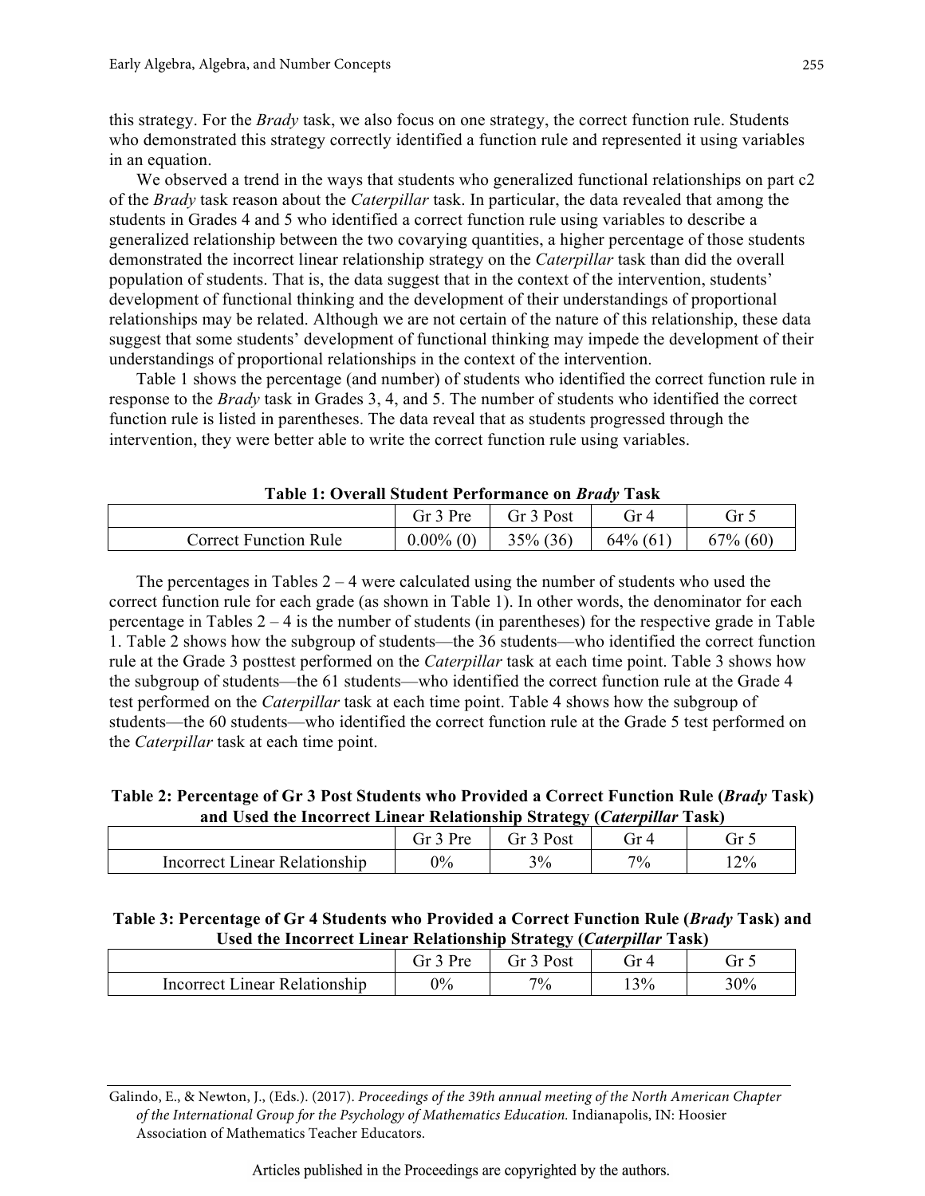this strategy. For the *Brady* task, we also focus on one strategy, the correct function rule. Students who demonstrated this strategy correctly identified a function rule and represented it using variables in an equation.

We observed a trend in the ways that students who generalized functional relationships on part c2 of the *Brady* task reason about the *Caterpillar* task. In particular, the data revealed that among the students in Grades 4 and 5 who identified a correct function rule using variables to describe a generalized relationship between the two covarying quantities, a higher percentage of those students demonstrated the incorrect linear relationship strategy on the *Caterpillar* task than did the overall population of students. That is, the data suggest that in the context of the intervention, students' development of functional thinking and the development of their understandings of proportional relationships may be related. Although we are not certain of the nature of this relationship, these data suggest that some students' development of functional thinking may impede the development of their understandings of proportional relationships in the context of the intervention.

Table 1 shows the percentage (and number) of students who identified the correct function rule in response to the *Brady* task in Grades 3, 4, and 5. The number of students who identified the correct function rule is listed in parentheses. The data reveal that as students progressed through the intervention, they were better able to write the correct function rule using variables.

**Table 1: Overall Student Performance on *Brady* Task**

| | Gr 3 Pre | Gr 3 Post | Gr 4 | Gr 5 |
|---|---|---|---|---|
| Correct Function Rule | 0.00% (0) | 35% (36) | 64% (61) | 67% (60) |

The percentages in Tables 2 – 4 were calculated using the number of students who used the correct function rule for each grade (as shown in Table 1). In other words, the denominator for each percentage in Tables 2 – 4 is the number of students (in parentheses) for the respective grade in Table 1. Table 2 shows how the subgroup of students—the 36 students—who identified the correct function rule at the Grade 3 posttest performed on the *Caterpillar* task at each time point. Table 3 shows how the subgroup of students—the 61 students—who identified the correct function rule at the Grade 4 test performed on the *Caterpillar* task at each time point. Table 4 shows how the subgroup of students—the 60 students—who identified the correct function rule at the Grade 5 test performed on the *Caterpillar* task at each time point.

**Table 2: Percentage of Gr 3 Post Students who Provided a Correct Function Rule (*Brady* Task) and Used the Incorrect Linear Relationship Strategy (*Caterpillar* Task)**

| | Gr 3 Pre | Gr 3 Post | Gr 4 | Gr 5 |
|---|---|---|---|---|
| Incorrect Linear Relationship | 0% | 3% | 7% | 12% |

**Table 3: Percentage of Gr 4 Students who Provided a Correct Function Rule (*Brady* Task) and Used the Incorrect Linear Relationship Strategy (*Caterpillar* Task)**

| | Gr 3 Pre | Gr 3 Post | Gr 4 | Gr 5 |
|---|---|---|---|---|
| Incorrect Linear Relationship | 0% | 7% | 13% | 30% |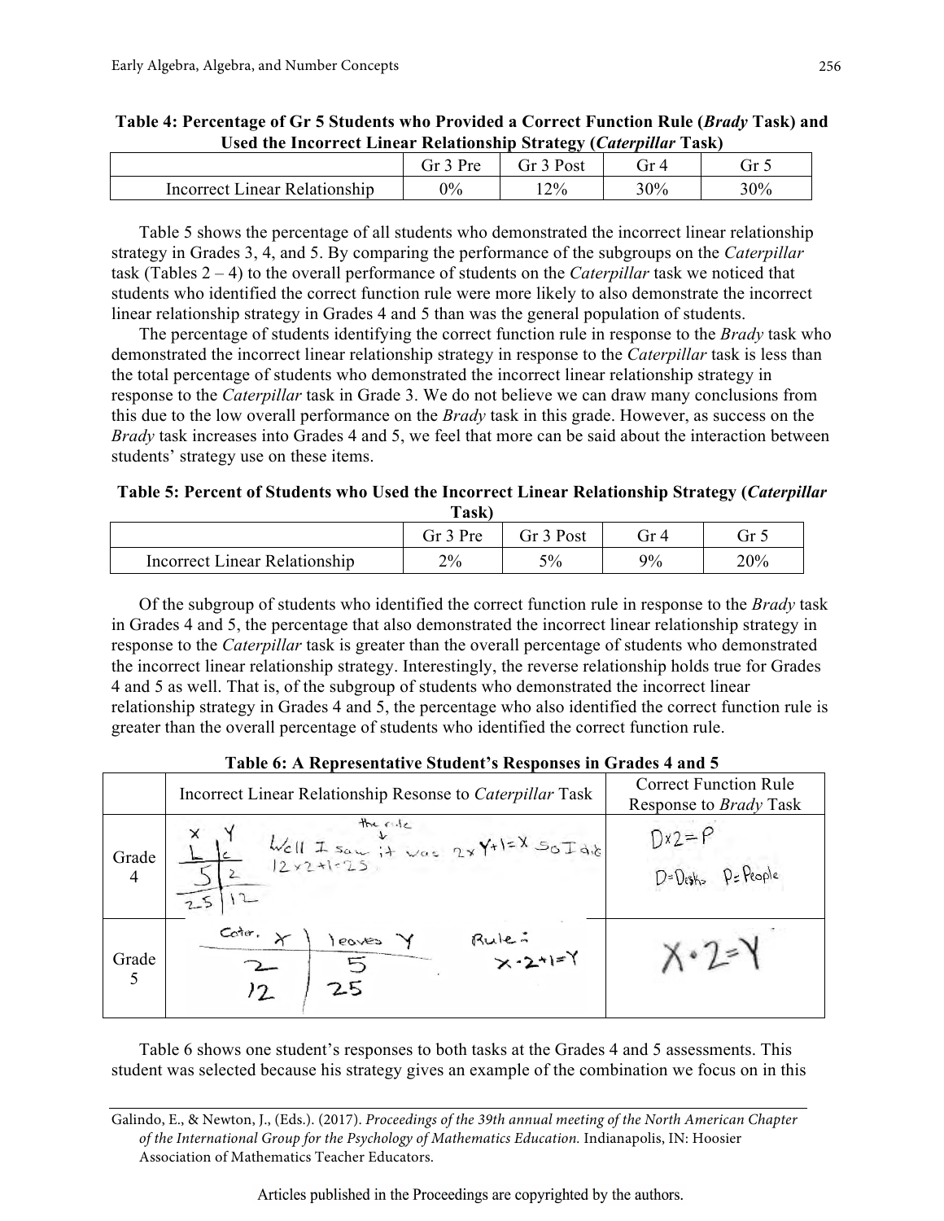**Table 4: Percentage of Gr 5 Students who Provided a Correct Function Rule (*Brady* Task) and Used the Incorrect Linear Relationship Strategy (*Caterpillar* Task)**

| | Gr 3 Pre | Gr 3 Post | Gr 4 | Gr 5 |
|---|---|---|---|---|
| Incorrect Linear Relationship | 0% | 12% | 30% | 30% |

Table 5 shows the percentage of all students who demonstrated the incorrect linear relationship strategy in Grades 3, 4, and 5. By comparing the performance of the subgroups on the *Caterpillar* task (Tables 2 – 4) to the overall performance of students on the *Caterpillar* task we noticed that students who identified the correct function rule were more likely to also demonstrate the incorrect linear relationship strategy in Grades 4 and 5 than was the general population of students.

The percentage of students identifying the correct function rule in response to the *Brady* task who demonstrated the incorrect linear relationship strategy in response to the *Caterpillar* task is less than the total percentage of students who demonstrated the incorrect linear relationship strategy in response to the *Caterpillar* task in Grade 3. We do not believe we can draw many conclusions from this due to the low overall performance on the *Brady* task in this grade. However, as success on the *Brady* task increases into Grades 4 and 5, we feel that more can be said about the interaction between students' strategy use on these items.

**Table 5: Percent of Students who Used the Incorrect Linear Relationship Strategy (*Caterpillar* Task)**

| | Gr 3 Pre | Gr 3 Post | Gr 4 | Gr 5 |
|---|---|---|---|---|
| Incorrect Linear Relationship | 2% | 5% | 9% | 20% |

Of the subgroup of students who identified the correct function rule in response to the *Brady* task in Grades 4 and 5, the percentage that also demonstrated the incorrect linear relationship strategy in response to the *Caterpillar* task is greater than the overall percentage of students who demonstrated the incorrect linear relationship strategy. Interestingly, the reverse relationship holds true for Grades 4 and 5 as well. That is, of the subgroup of students who demonstrated the incorrect linear relationship strategy in Grades 4 and 5, the percentage who also identified the correct function rule is greater than the overall percentage of students who identified the correct function rule.

**Table 6: A Representative Student's Responses in Grades 4 and 5**

| | Incorrect Linear Relationship Resonse to *Caterpillar* Task | Correct Function Rule Response to *Brady* Task |
|---|---|---|
| Grade 4 | X: L, 5, 25; Y: C, 2, 12 — "Well I saw it was 2×Y+1=X (the rule) so I did 12×2+1=25" | D×2=P; D=Desks P=People |
| Grade 5 | Cater. X: 2, 12; leaves Y: 5, 25 — Rule: X·2+1=Y | X·2=Y |

Table 6 shows one student's responses to both tasks at the Grades 4 and 5 assessments. This student was selected because his strategy gives an example of the combination we focus on in this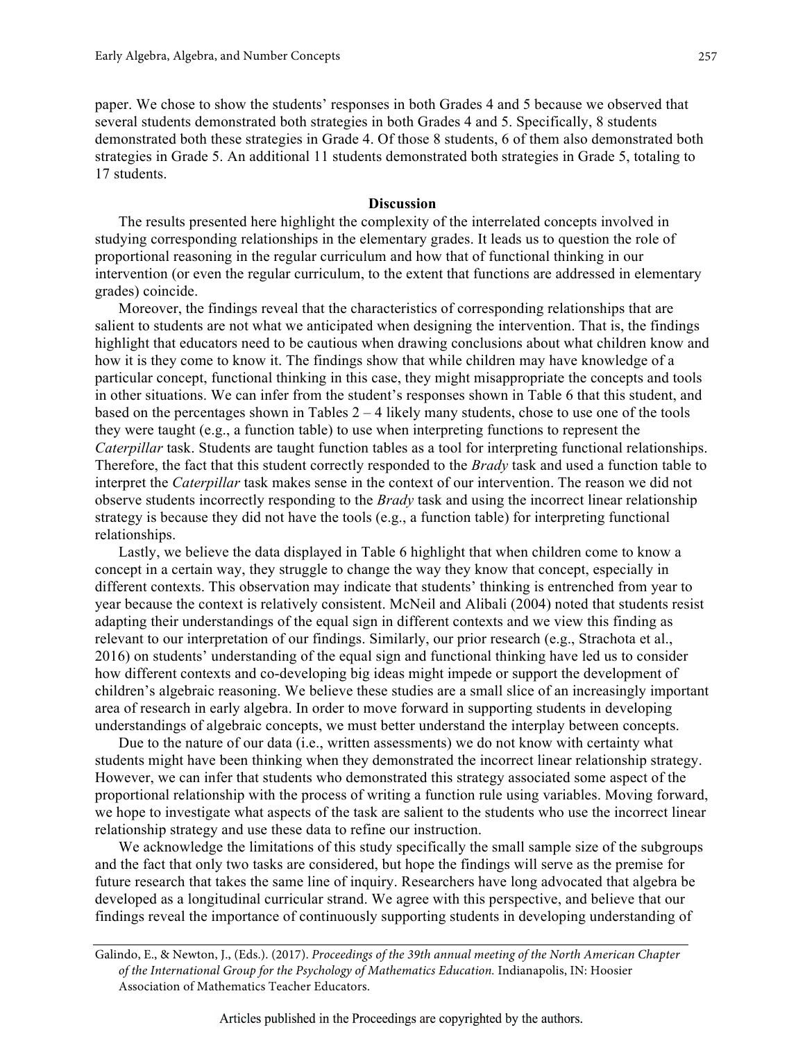paper. We chose to show the students' responses in both Grades 4 and 5 because we observed that several students demonstrated both strategies in both Grades 4 and 5. Specifically, 8 students demonstrated both these strategies in Grade 4. Of those 8 students, 6 of them also demonstrated both strategies in Grade 5. An additional 11 students demonstrated both strategies in Grade 5, totaling to 17 students.

## Discussion

The results presented here highlight the complexity of the interrelated concepts involved in studying corresponding relationships in the elementary grades. It leads us to question the role of proportional reasoning in the regular curriculum and how that of functional thinking in our intervention (or even the regular curriculum, to the extent that functions are addressed in elementary grades) coincide.

Moreover, the findings reveal that the characteristics of corresponding relationships that are salient to students are not what we anticipated when designing the intervention. That is, the findings highlight that educators need to be cautious when drawing conclusions about what children know and how it is they come to know it. The findings show that while children may have knowledge of a particular concept, functional thinking in this case, they might misappropriate the concepts and tools in other situations. We can infer from the student's responses shown in Table 6 that this student, and based on the percentages shown in Tables 2 – 4 likely many students, chose to use one of the tools they were taught (e.g., a function table) to use when interpreting functions to represent the *Caterpillar* task. Students are taught function tables as a tool for interpreting functional relationships. Therefore, the fact that this student correctly responded to the *Brady* task and used a function table to interpret the *Caterpillar* task makes sense in the context of our intervention. The reason we did not observe students incorrectly responding to the *Brady* task and using the incorrect linear relationship strategy is because they did not have the tools (e.g., a function table) for interpreting functional relationships.

Lastly, we believe the data displayed in Table 6 highlight that when children come to know a concept in a certain way, they struggle to change the way they know that concept, especially in different contexts. This observation may indicate that students' thinking is entrenched from year to year because the context is relatively consistent. McNeil and Alibali (2004) noted that students resist adapting their understandings of the equal sign in different contexts and we view this finding as relevant to our interpretation of our findings. Similarly, our prior research (e.g., Strachota et al., 2016) on students' understanding of the equal sign and functional thinking have led us to consider how different contexts and co-developing big ideas might impede or support the development of children's algebraic reasoning. We believe these studies are a small slice of an increasingly important area of research in early algebra. In order to move forward in supporting students in developing understandings of algebraic concepts, we must better understand the interplay between concepts.

Due to the nature of our data (i.e., written assessments) we do not know with certainty what students might have been thinking when they demonstrated the incorrect linear relationship strategy. However, we can infer that students who demonstrated this strategy associated some aspect of the proportional relationship with the process of writing a function rule using variables. Moving forward, we hope to investigate what aspects of the task are salient to the students who use the incorrect linear relationship strategy and use these data to refine our instruction.

We acknowledge the limitations of this study specifically the small sample size of the subgroups and the fact that only two tasks are considered, but hope the findings will serve as the premise for future research that takes the same line of inquiry. Researchers have long advocated that algebra be developed as a longitudinal curricular strand. We agree with this perspective, and believe that our findings reveal the importance of continuously supporting students in developing understanding of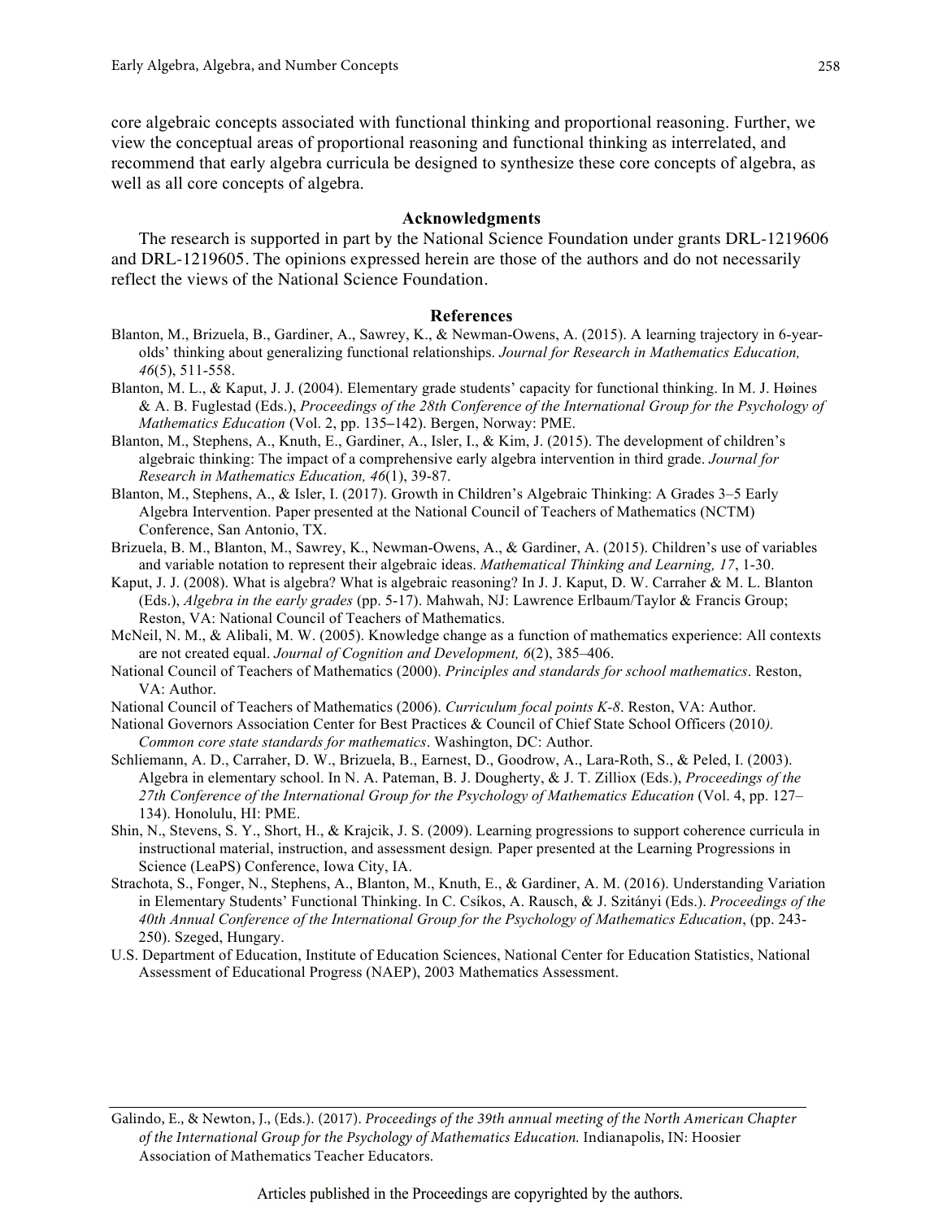core algebraic concepts associated with functional thinking and proportional reasoning. Further, we view the conceptual areas of proportional reasoning and functional thinking as interrelated, and recommend that early algebra curricula be designed to synthesize these core concepts of algebra, as well as all core concepts of algebra.

## Acknowledgments

The research is supported in part by the National Science Foundation under grants DRL-1219606 and DRL-1219605. The opinions expressed herein are those of the authors and do not necessarily reflect the views of the National Science Foundation.

## References

Blanton, M., Brizuela, B., Gardiner, A., Sawrey, K., & Newman-Owens, A. (2015). A learning trajectory in 6-year-olds' thinking about generalizing functional relationships. *Journal for Research in Mathematics Education, 46*(5), 511-558.

Blanton, M. L., & Kaput, J. J. (2004). Elementary grade students' capacity for functional thinking. In M. J. Høines & A. B. Fuglestad (Eds.), *Proceedings of the 28th Conference of the International Group for the Psychology of Mathematics Education* (Vol. 2, pp. 135–142). Bergen, Norway: PME.

Blanton, M., Stephens, A., Knuth, E., Gardiner, A., Isler, I., & Kim, J. (2015). The development of children's algebraic thinking: The impact of a comprehensive early algebra intervention in third grade. *Journal for Research in Mathematics Education, 46*(1), 39-87.

Blanton, M., Stephens, A., & Isler, I. (2017). Growth in Children's Algebraic Thinking: A Grades 3–5 Early Algebra Intervention. Paper presented at the National Council of Teachers of Mathematics (NCTM) Conference, San Antonio, TX.

Brizuela, B. M., Blanton, M., Sawrey, K., Newman-Owens, A., & Gardiner, A. (2015). Children's use of variables and variable notation to represent their algebraic ideas. *Mathematical Thinking and Learning, 17*, 1-30.

Kaput, J. J. (2008). What is algebra? What is algebraic reasoning? In J. J. Kaput, D. W. Carraher & M. L. Blanton (Eds.), *Algebra in the early grades* (pp. 5-17). Mahwah, NJ: Lawrence Erlbaum/Taylor & Francis Group; Reston, VA: National Council of Teachers of Mathematics.

McNeil, N. M., & Alibali, M. W. (2005). Knowledge change as a function of mathematics experience: All contexts are not created equal. *Journal of Cognition and Development, 6*(2), 385–406.

National Council of Teachers of Mathematics (2000). *Principles and standards for school mathematics*. Reston, VA: Author.

National Council of Teachers of Mathematics (2006). *Curriculum focal points K-8*. Reston, VA: Author.

National Governors Association Center for Best Practices & Council of Chief State School Officers (2010*). Common core state standards for mathematics*. Washington, DC: Author.

Schliemann, A. D., Carraher, D. W., Brizuela, B., Earnest, D., Goodrow, A., Lara-Roth, S., & Peled, I. (2003). Algebra in elementary school. In N. A. Pateman, B. J. Dougherty, & J. T. Zilliox (Eds.), *Proceedings of the 27th Conference of the International Group for the Psychology of Mathematics Education* (Vol. 4, pp. 127–134). Honolulu, HI: PME.

Shin, N., Stevens, S. Y., Short, H., & Krajcik, J. S. (2009). Learning progressions to support coherence curricula in instructional material, instruction, and assessment design*.* Paper presented at the Learning Progressions in Science (LeaPS) Conference, Iowa City, IA.

Strachota, S., Fonger, N., Stephens, A., Blanton, M., Knuth, E., & Gardiner, A. M. (2016). Understanding Variation in Elementary Students' Functional Thinking. In C. Csíkos, A. Rausch, & J. Szitányi (Eds.). *Proceedings of the 40th Annual Conference of the International Group for the Psychology of Mathematics Education*, (pp. 243-250). Szeged, Hungary.

U.S. Department of Education, Institute of Education Sciences, National Center for Education Statistics, National Assessment of Educational Progress (NAEP), 2003 Mathematics Assessment.